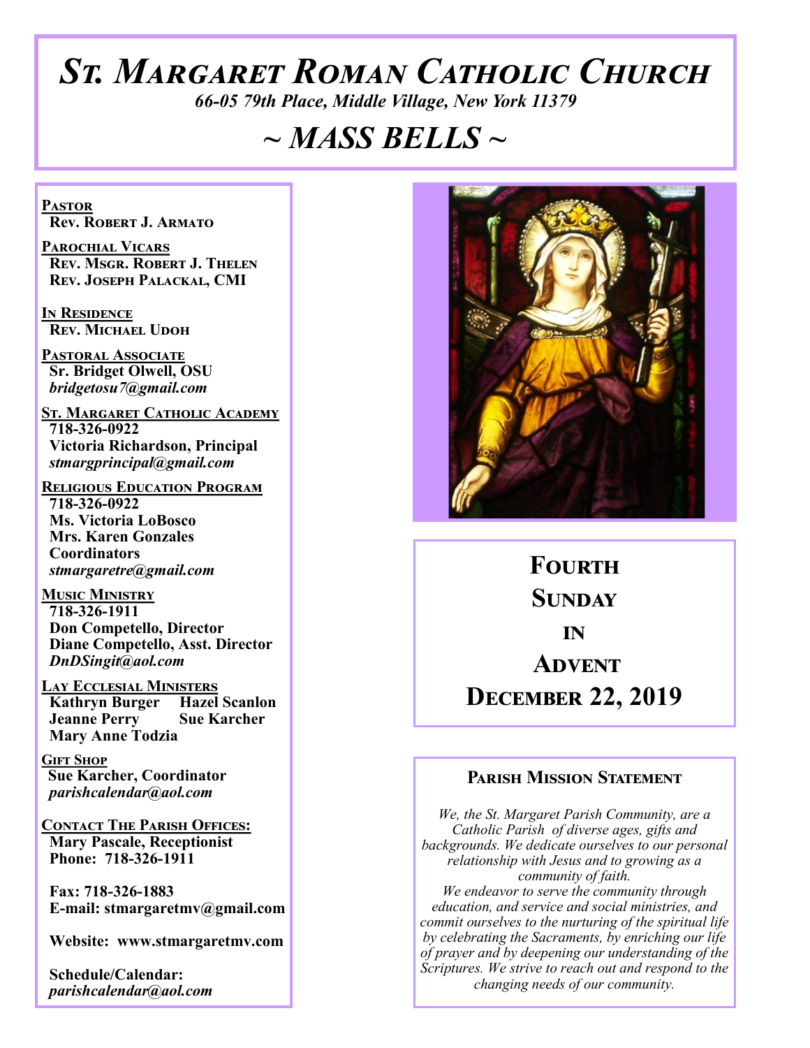# St. Margaret Roman Catholic Church

*66-05 79th Place, Middle Village, New York 11379*

## ~ MASS BELLS ~

**PASTOR**
**Rev. Robert J. Armato**

**PAROCHIAL VICARS**
**Rev. Msgr. Robert J. Thelen**
**Rev. Joseph Palackal, CMI**

**IN RESIDENCE**
**Rev. Michael Udoh**

**PASTORAL ASSOCIATE**
**Sr. Bridget Olwell, OSU**
*bridgetosu7@gmail.com*

**ST. MARGARET CATHOLIC ACADEMY**
**718-326-0922**
**Victoria Richardson, Principal**
*stmargprincipal@gmail.com*

**RELIGIOUS EDUCATION PROGRAM**
**718-326-0922**
**Ms. Victoria LoBosco**
**Mrs. Karen Gonzales**
**Coordinators**
*stmargaretre@gmail.com*

**MUSIC MINISTRY**
**718-326-1911**
**Don Competello, Director**
**Diane Competello, Asst. Director**
*DnDSingit@aol.com*

**LAY ECCLESIAL MINISTERS**
**Kathryn Burger** **Hazel Scanlon**
**Jeanne Perry** **Sue Karcher**
**Mary Anne Todzia**

**GIFT SHOP**
**Sue Karcher, Coordinator**
*parishcalendar@aol.com*

**CONTACT THE PARISH OFFICES:**
**Mary Pascale, Receptionist**
**Phone: 718-326-1911**

**Fax: 718-326-1883**
**E-mail: stmargaretmv@gmail.com**

**Website: www.stmargaretmv.com**

**Schedule/Calendar:**
*parishcalendar@aol.com*

## Fourth Sunday in Advent
## December 22, 2019

### Parish Mission Statement

*We, the St. Margaret Parish Community, are a Catholic Parish of diverse ages, gifts and backgrounds. We dedicate ourselves to our personal relationship with Jesus and to growing as a community of faith.*
*We endeavor to serve the community through education, and service and social ministries, and commit ourselves to the nurturing of the spiritual life by celebrating the Sacraments, by enriching our life of prayer and by deepening our understanding of the Scriptures. We strive to reach out and respond to the changing needs of our community.*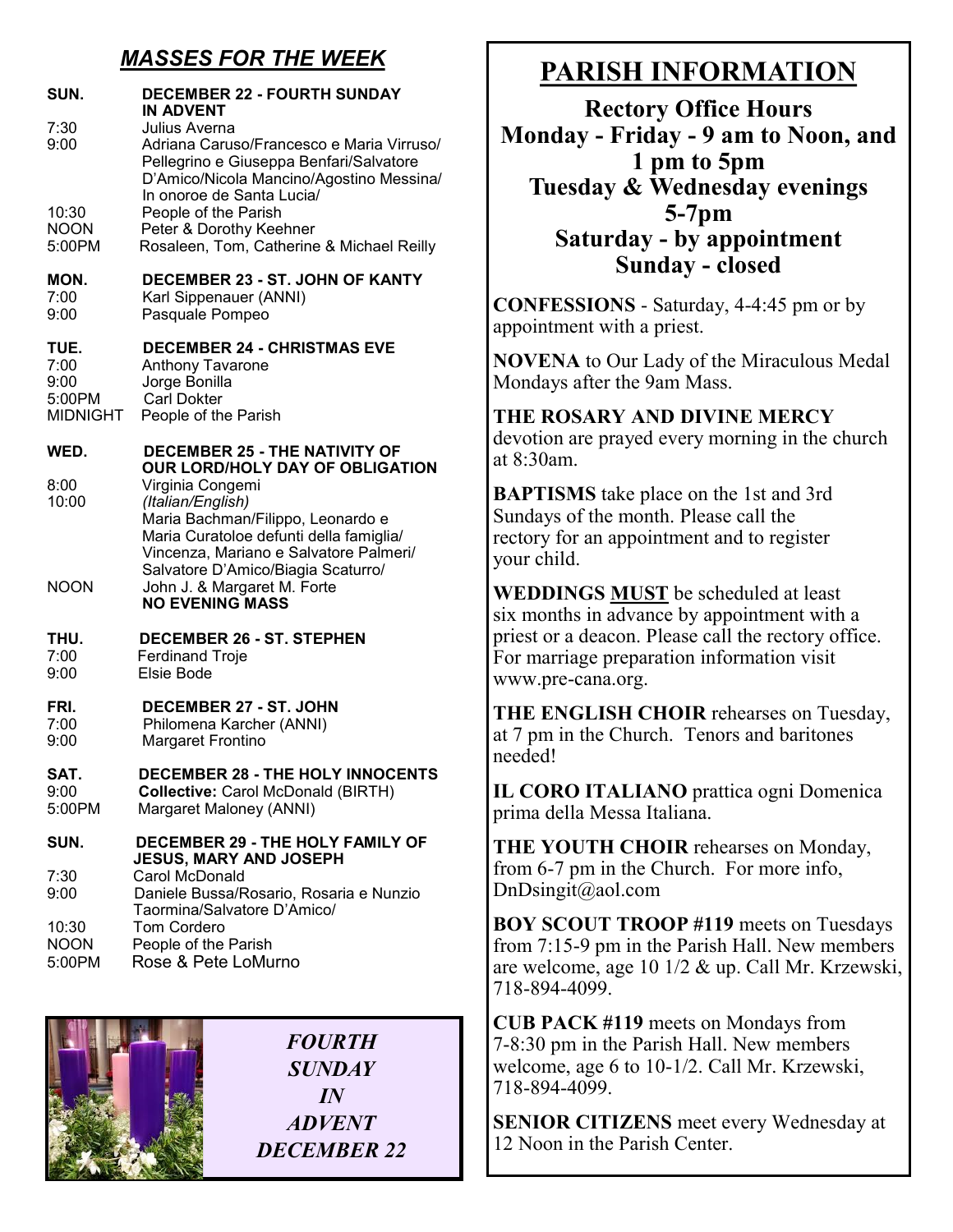## *MASSES FOR THE WEEK*

**SUN. DECEMBER 22 - FOURTH SUNDAY IN ADVENT**

7:30 Julius Averna
9:00 Adriana Caruso/Francesco e Maria Virruso/Pellegrino e Giuseppa Benfari/Salvatore D'Amico/Nicola Mancino/Agostino Messina/In onoroe de Santa Lucia/
10:30 People of the Parish
NOON Peter & Dorothy Keehner
5:00PM Rosaleen, Tom, Catherine & Michael Reilly

**MON. DECEMBER 23 - ST. JOHN OF KANTY**

7:00 Karl Sippenauer (ANNI)
9:00 Pasquale Pompeo

**TUE. DECEMBER 24 - CHRISTMAS EVE**

7:00 Anthony Tavarone
9:00 Jorge Bonilla
5:00PM Carl Dokter
MIDNIGHT People of the Parish

**WED. DECEMBER 25 - THE NATIVITY OF OUR LORD/HOLY DAY OF OBLIGATION**

8:00 Virginia Congemi
10:00 *(Italian/English)* Maria Bachman/Filippo, Leonardo e Maria Curatoloe defunti della famiglia/Vincenza, Mariano e Salvatore Palmeri/Salvatore D'Amico/Biagia Scaturro/
NOON John J. & Margaret M. Forte
**NO EVENING MASS**

**THU. DECEMBER 26 - ST. STEPHEN**

7:00 Ferdinand Troje
9:00 Elsie Bode

**FRI. DECEMBER 27 - ST. JOHN**

7:00 Philomena Karcher (ANNI)
9:00 Margaret Frontino

**SAT. DECEMBER 28 - THE HOLY INNOCENTS**

9:00 **Collective:** Carol McDonald (BIRTH)
5:00PM Margaret Maloney (ANNI)

**SUN. DECEMBER 29 - THE HOLY FAMILY OF JESUS, MARY AND JOSEPH**

7:30 Carol McDonald
9:00 Daniele Bussa/Rosario, Rosaria e Nunzio Taormina/Salvatore D'Amico/
10:30 Tom Cordero
NOON People of the Parish
5:00PM Rose & Pete LoMurno

*FOURTH SUNDAY IN ADVENT DECEMBER 22*

# PARISH INFORMATION

**Rectory Office Hours**
**Monday - Friday - 9 am to Noon, and 1 pm to 5pm**
**Tuesday & Wednesday evenings 5-7pm**
**Saturday - by appointment**
**Sunday - closed**

**CONFESSIONS** - Saturday, 4-4:45 pm or by appointment with a priest.

**NOVENA** to Our Lady of the Miraculous Medal Mondays after the 9am Mass.

**THE ROSARY AND DIVINE MERCY** devotion are prayed every morning in the church at 8:30am.

**BAPTISMS** take place on the 1st and 3rd Sundays of the month. Please call the rectory for an appointment and to register your child.

**WEDDINGS MUST** be scheduled at least six months in advance by appointment with a priest or a deacon. Please call the rectory office. For marriage preparation information visit www.pre-cana.org.

**THE ENGLISH CHOIR** rehearses on Tuesday, at 7 pm in the Church. Tenors and baritones needed!

**IL CORO ITALIANO** prattica ogni Domenica prima della Messa Italiana.

**THE YOUTH CHOIR** rehearses on Monday, from 6-7 pm in the Church. For more info, DnDsingit@aol.com

**BOY SCOUT TROOP #119** meets on Tuesdays from 7:15-9 pm in the Parish Hall. New members are welcome, age 10 1/2 & up. Call Mr. Krzewski, 718-894-4099.

**CUB PACK #119** meets on Mondays from 7-8:30 pm in the Parish Hall. New members welcome, age 6 to 10-1/2. Call Mr. Krzewski, 718-894-4099.

**SENIOR CITIZENS** meet every Wednesday at 12 Noon in the Parish Center.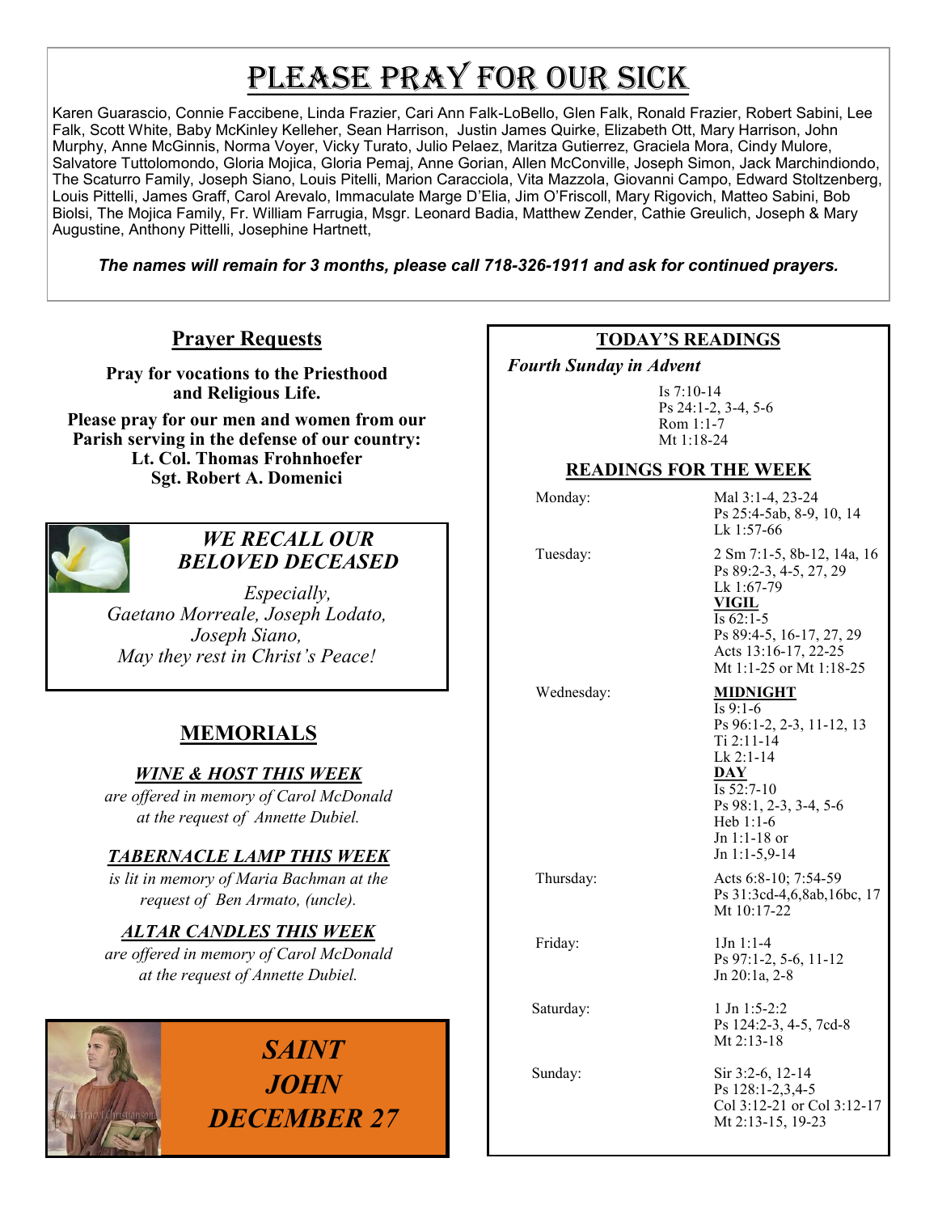# PLEASE PRAY FOR OUR SICK

Karen Guarascio, Connie Faccibene, Linda Frazier, Cari Ann Falk-LoBello, Glen Falk, Ronald Frazier, Robert Sabini, Lee Falk, Scott White, Baby McKinley Kelleher, Sean Harrison, Justin James Quirke, Elizabeth Ott, Mary Harrison, John Murphy, Anne McGinnis, Norma Voyer, Vicky Turato, Julio Pelaez, Maritza Gutierrez, Graciela Mora, Cindy Mulore, Salvatore Tuttolomondo, Gloria Mojica, Gloria Pemaj, Anne Gorian, Allen McConville, Joseph Simon, Jack Marchindiondo, The Scaturro Family, Joseph Siano, Louis Pitelli, Marion Caracciola, Vita Mazzola, Giovanni Campo, Edward Stoltzenberg, Louis Pittelli, James Graff, Carol Arevalo, Immaculate Marge D'Elia, Jim O'Friscoll, Mary Rigovich, Matteo Sabini, Bob Biolsi, The Mojica Family, Fr. William Farrugia, Msgr. Leonard Badia, Matthew Zender, Cathie Greulich, Joseph & Mary Augustine, Anthony Pittelli, Josephine Hartnett,

***The names will remain for 3 months, please call 718-326-1911 and ask for continued prayers.***

## Prayer Requests

**Pray for vocations to the Priesthood and Religious Life.**

**Please pray for our men and women from our Parish serving in the defense of our country:**
**Lt. Col. Thomas Frohnhoefer**
**Sgt. Robert A. Domenici**

### *WE RECALL OUR BELOVED DECEASED*

*Especially,*
*Gaetano Morreale, Joseph Lodato, Joseph Siano,*
*May they rest in Christ's Peace!*

## MEMORIALS

***WINE & HOST THIS WEEK***
*are offered in memory of Carol McDonald at the request of Annette Dubiel.*

***TABERNACLE LAMP THIS WEEK***
*is lit in memory of Maria Bachman at the request of Ben Armato, (uncle).*

***ALTAR CANDLES THIS WEEK***
*are offered in memory of Carol McDonald at the request of Annette Dubiel.*

***SAINT JOHN DECEMBER 27***

## TODAY'S READINGS

***Fourth Sunday in Advent***

Is 7:10-14
Ps 24:1-2, 3-4, 5-6
Rom 1:1-7
Mt 1:18-24

## READINGS FOR THE WEEK

| | |
|---|---|
| Monday: | Mal 3:1-4, 23-24<br>Ps 25:4-5ab, 8-9, 10, 14<br>Lk 1:57-66 |
| Tuesday: | 2 Sm 7:1-5, 8b-12, 14a, 16<br>Ps 89:2-3, 4-5, 27, 29<br>Lk 1:67-79<br>**VIGIL**<br>Is 62:1-5<br>Ps 89:4-5, 16-17, 27, 29<br>Acts 13:16-17, 22-25<br>Mt 1:1-25 or Mt 1:18-25 |
| Wednesday: | **MIDNIGHT**<br>Is 9:1-6<br>Ps 96:1-2, 2-3, 11-12, 13<br>Ti 2:11-14<br>Lk 2:1-14<br>**DAY**<br>Is 52:7-10<br>Ps 98:1, 2-3, 3-4, 5-6<br>Heb 1:1-6<br>Jn 1:1-18 or<br>Jn 1:1-5,9-14 |
| Thursday: | Acts 6:8-10; 7:54-59<br>Ps 31:3cd-4,6,8ab,16bc, 17<br>Mt 10:17-22 |
| Friday: | 1Jn 1:1-4<br>Ps 97:1-2, 5-6, 11-12<br>Jn 20:1a, 2-8 |
| Saturday: | 1 Jn 1:5-2:2<br>Ps 124:2-3, 4-5, 7cd-8<br>Mt 2:13-18 |
| Sunday: | Sir 3:2-6, 12-14<br>Ps 128:1-2,3,4-5<br>Col 3:12-21 or Col 3:12-17<br>Mt 2:13-15, 19-23 |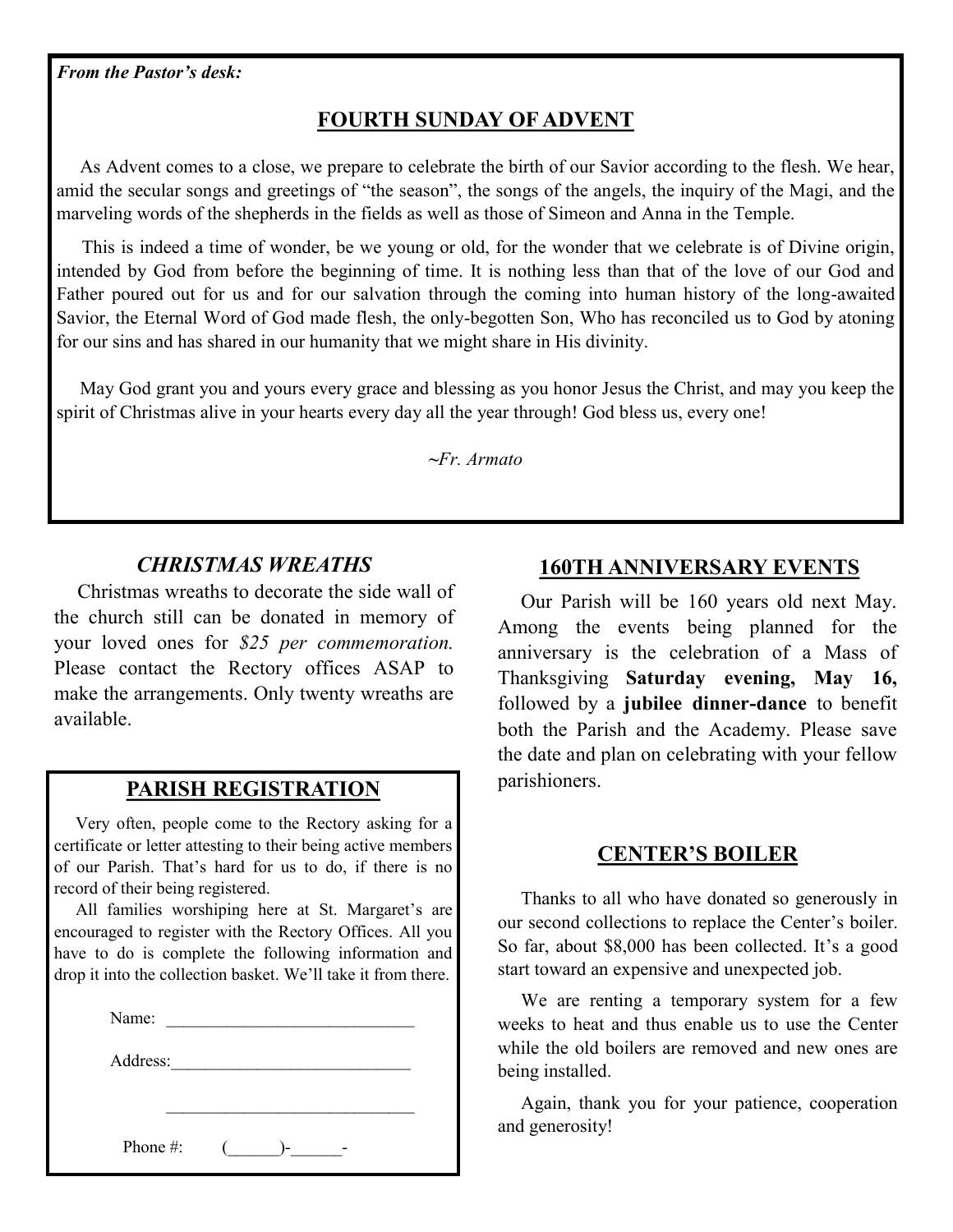*From the Pastor's desk:*

## FOURTH SUNDAY OF ADVENT

As Advent comes to a close, we prepare to celebrate the birth of our Savior according to the flesh. We hear, amid the secular songs and greetings of "the season", the songs of the angels, the inquiry of the Magi, and the marveling words of the shepherds in the fields as well as those of Simeon and Anna in the Temple.

This is indeed a time of wonder, be we young or old, for the wonder that we celebrate is of Divine origin, intended by God from before the beginning of time. It is nothing less than that of the love of our God and Father poured out for us and for our salvation through the coming into human history of the long-awaited Savior, the Eternal Word of God made flesh, the only-begotten Son, Who has reconciled us to God by atoning for our sins and has shared in our humanity that we might share in His divinity.

May God grant you and yours every grace and blessing as you honor Jesus the Christ, and may you keep the spirit of Christmas alive in your hearts every day all the year through! God bless us, every one!

*~Fr. Armato*

## *CHRISTMAS WREATHS*

Christmas wreaths to decorate the side wall of the church still can be donated in memory of your loved ones for *$25 per commemoration.* Please contact the Rectory offices ASAP to make the arrangements. Only twenty wreaths are available.

## PARISH REGISTRATION

Very often, people come to the Rectory asking for a certificate or letter attesting to their being active members of our Parish. That's hard for us to do, if there is no record of their being registered.

All families worshiping here at St. Margaret's are encouraged to register with the Rectory Offices. All you have to do is complete the following information and drop it into the collection basket. We'll take it from there.

Name: ______________________________

Address:____________________________

______________________________

Phone #: (______)-______-

## 160TH ANNIVERSARY EVENTS

Our Parish will be 160 years old next May. Among the events being planned for the anniversary is the celebration of a Mass of Thanksgiving **Saturday evening, May 16,** followed by a **jubilee dinner-dance** to benefit both the Parish and the Academy. Please save the date and plan on celebrating with your fellow parishioners.

## CENTER'S BOILER

Thanks to all who have donated so generously in our second collections to replace the Center's boiler. So far, about $8,000 has been collected. It's a good start toward an expensive and unexpected job.

We are renting a temporary system for a few weeks to heat and thus enable us to use the Center while the old boilers are removed and new ones are being installed.

Again, thank you for your patience, cooperation and generosity!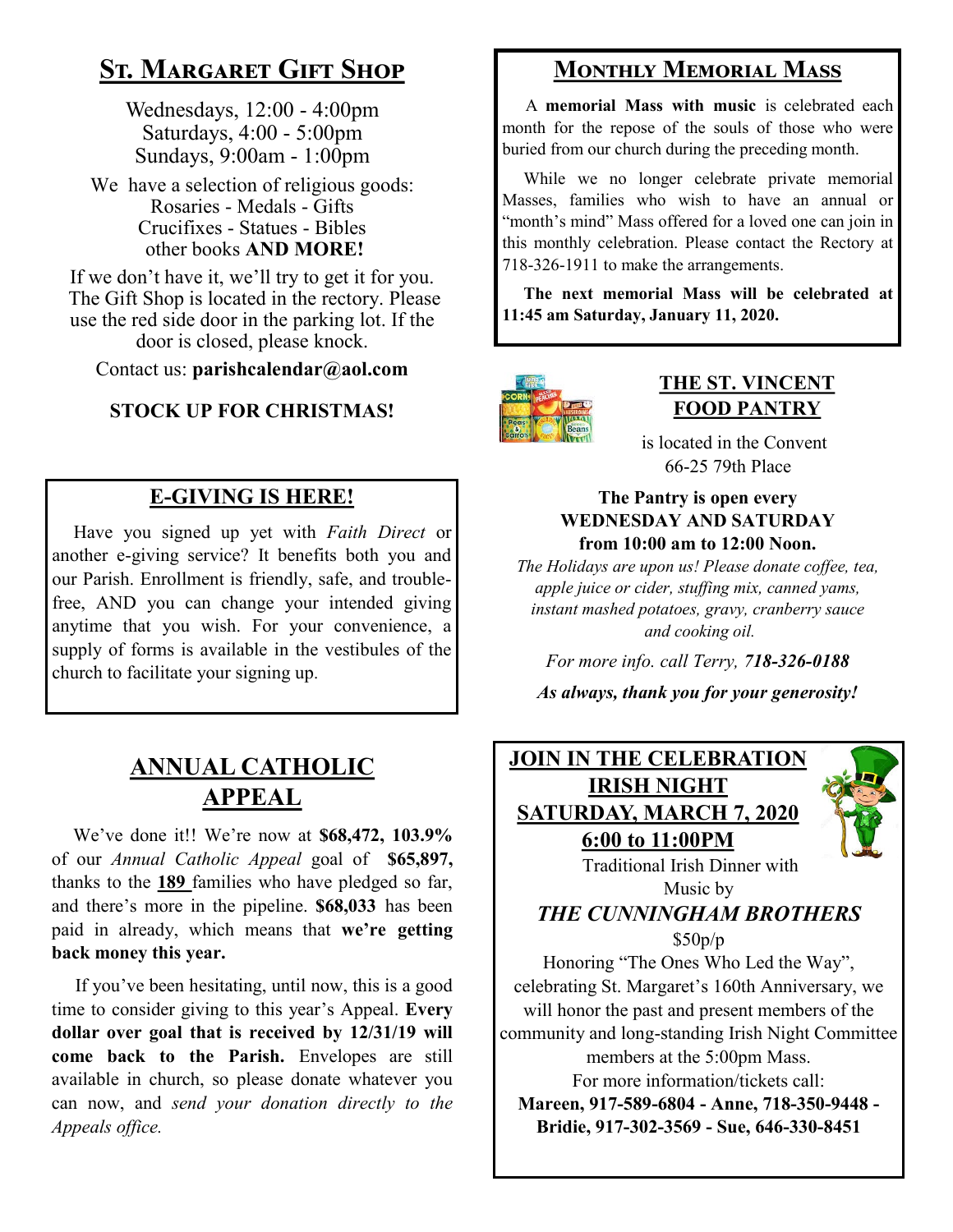## St. Margaret Gift Shop

Wednesdays, 12:00 - 4:00pm
Saturdays, 4:00 - 5:00pm
Sundays, 9:00am - 1:00pm

We have a selection of religious goods:
Rosaries - Medals - Gifts
Crucifixes - Statues - Bibles
other books **AND MORE!**

If we don't have it, we'll try to get it for you. The Gift Shop is located in the rectory. Please use the red side door in the parking lot. If the door is closed, please knock.

Contact us: **parishcalendar@aol.com**

**STOCK UP FOR CHRISTMAS!**

## E-GIVING IS HERE!

Have you signed up yet with *Faith Direct* or another e-giving service? It benefits both you and our Parish. Enrollment is friendly, safe, and trouble-free, AND you can change your intended giving anytime that you wish. For your convenience, a supply of forms is available in the vestibules of the church to facilitate your signing up.

## ANNUAL CATHOLIC APPEAL

We've done it!! We're now at **$68,472, 103.9%** of our *Annual Catholic Appeal* goal of **$65,897,** thanks to the **189** families who have pledged so far, and there's more in the pipeline. **$68,033** has been paid in already, which means that **we're getting back money this year.**

If you've been hesitating, until now, this is a good time to consider giving to this year's Appeal. **Every dollar over goal that is received by 12/31/19 will come back to the Parish.** Envelopes are still available in church, so please donate whatever you can now, and *send your donation directly to the Appeals office.*

## Monthly Memorial Mass

A **memorial Mass with music** is celebrated each month for the repose of the souls of those who were buried from our church during the preceding month.

While we no longer celebrate private memorial Masses, families who wish to have an annual or "month's mind" Mass offered for a loved one can join in this monthly celebration. Please contact the Rectory at 718-326-1911 to make the arrangements.

**The next memorial Mass will be celebrated at 11:45 am Saturday, January 11, 2020.**

## THE ST. VINCENT FOOD PANTRY

is located in the Convent
66-25 79th Place

**The Pantry is open every WEDNESDAY AND SATURDAY from 10:00 am to 12:00 Noon.**

*The Holidays are upon us! Please donate coffee, tea, apple juice or cider, stuffing mix, canned yams, instant mashed potatoes, gravy, cranberry sauce and cooking oil.*

*For more info. call Terry, **718-326-0188***

***As always, thank you for your generosity!***

## JOIN IN THE CELEBRATION IRISH NIGHT SATURDAY, MARCH 7, 2020 6:00 to 11:00PM

Traditional Irish Dinner with Music by

***THE CUNNINGHAM BROTHERS***

$50p/p

Honoring "The Ones Who Led the Way", celebrating St. Margaret's 160th Anniversary, we will honor the past and present members of the community and long-standing Irish Night Committee members at the 5:00pm Mass.

For more information/tickets call:

**Mareen, 917-589-6804 - Anne, 718-350-9448 - Bridie, 917-302-3569 - Sue, 646-330-8451**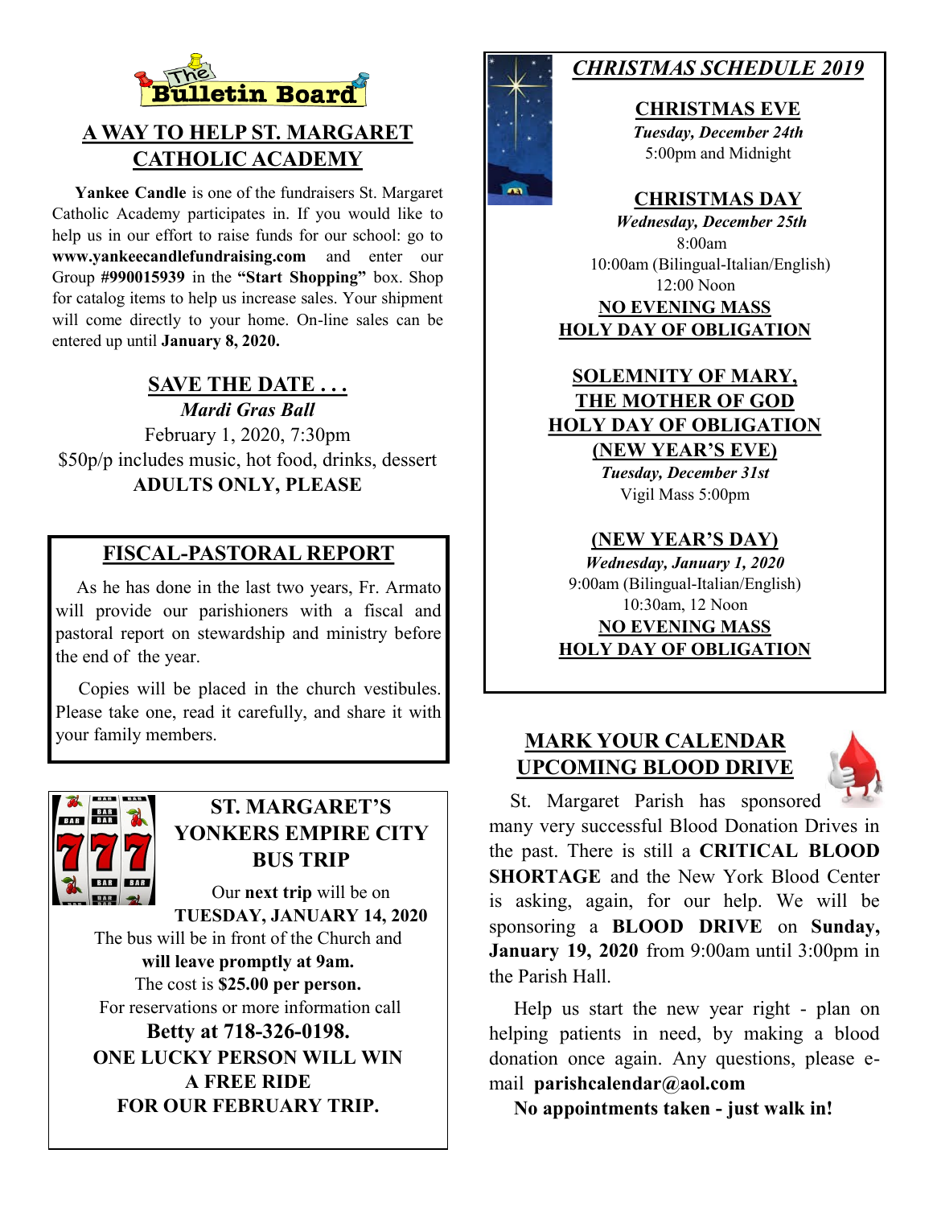The Bulletin Board

## A WAY TO HELP ST. MARGARET CATHOLIC ACADEMY

**Yankee Candle** is one of the fundraisers St. Margaret Catholic Academy participates in. If you would like to help us in our effort to raise funds for our school: go to **www.yankeecandlefundraising.com** and enter our Group **#990015939** in the **"Start Shopping"** box. Shop for catalog items to help us increase sales. Your shipment will come directly to your home. On-line sales can be entered up until **January 8, 2020.**

## SAVE THE DATE . . .

***Mardi Gras Ball***

February 1, 2020, 7:30pm

$50p/p includes music, hot food, drinks, dessert

**ADULTS ONLY, PLEASE**

## FISCAL-PASTORAL REPORT

As he has done in the last two years, Fr. Armato will provide our parishioners with a fiscal and pastoral report on stewardship and ministry before the end of the year.

Copies will be placed in the church vestibules. Please take one, read it carefully, and share it with your family members.

## ST. MARGARET'S YONKERS EMPIRE CITY BUS TRIP

Our **next trip** will be on

**TUESDAY, JANUARY 14, 2020**

The bus will be in front of the Church and **will leave promptly at 9am.**

The cost is **$25.00 per person.**

For reservations or more information call

**Betty at 718-326-0198.**

**ONE LUCKY PERSON WILL WIN A FREE RIDE FOR OUR FEBRUARY TRIP.**

## *CHRISTMAS SCHEDULE 2019*

### CHRISTMAS EVE

***Tuesday, December 24th***

5:00pm and Midnight

### CHRISTMAS DAY

***Wednesday, December 25th***

8:00am

10:00am (Bilingual-Italian/English)

12:00 Noon

**NO EVENING MASS**

**HOLY DAY OF OBLIGATION**

### SOLEMNITY OF MARY, THE MOTHER OF GOD HOLY DAY OF OBLIGATION (NEW YEAR'S EVE)

***Tuesday, December 31st***

Vigil Mass 5:00pm

### (NEW YEAR'S DAY)

***Wednesday, January 1, 2020***

9:00am (Bilingual-Italian/English)

10:30am, 12 Noon

**NO EVENING MASS**

**HOLY DAY OF OBLIGATION**

## MARK YOUR CALENDAR UPCOMING BLOOD DRIVE

St. Margaret Parish has sponsored many very successful Blood Donation Drives in the past. There is still a **CRITICAL BLOOD SHORTAGE** and the New York Blood Center is asking, again, for our help. We will be sponsoring a **BLOOD DRIVE** on **Sunday, January 19, 2020** from 9:00am until 3:00pm in the Parish Hall.

Help us start the new year right - plan on helping patients in need, by making a blood donation once again. Any questions, please e-mail **parishcalendar@aol.com**

**No appointments taken - just walk in!**